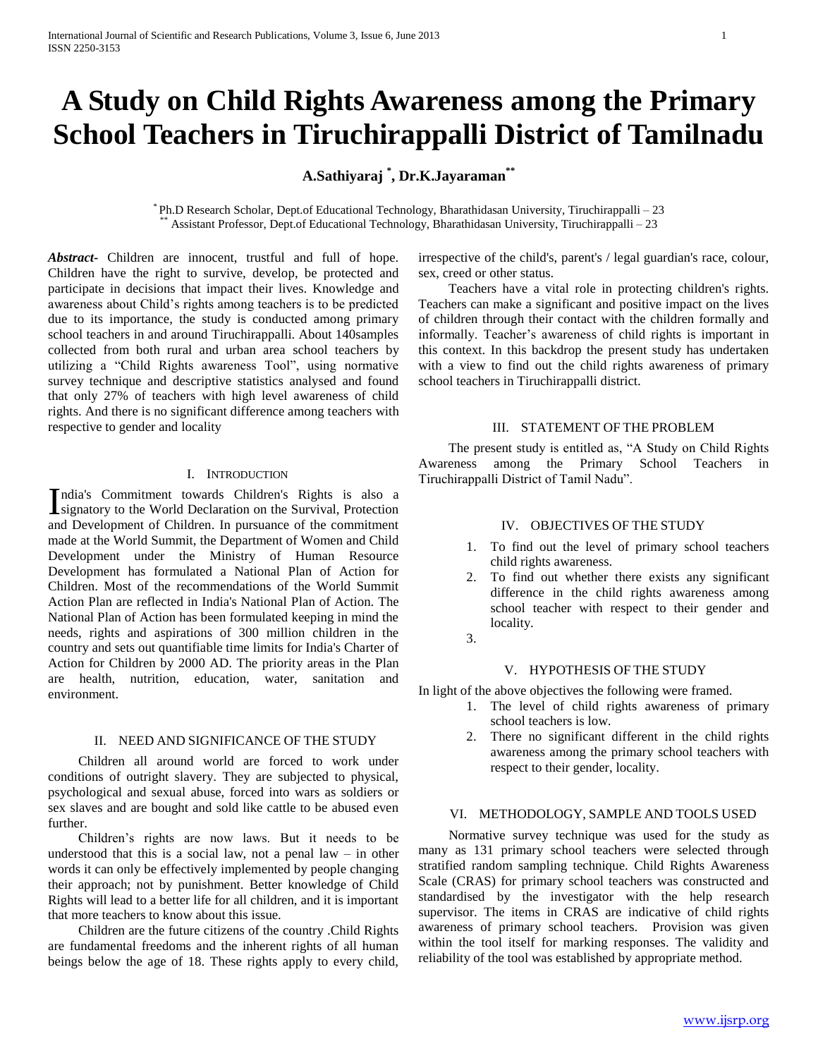# A Study on Child Rights Awareness among the Primary School Teachers in Tiruchirappalli District of Tamilnadu

**A.Sathiyaraj [*], Dr.K.Jayaraman[**]**

[*] Ph.D Research Scholar, Dept.of Educational Technology, Bharathidasan University, Tiruchirappalli – 23
[**] Assistant Professor, Dept.of Educational Technology, Bharathidasan University, Tiruchirappalli – 23

***Abstract-*** Children are innocent, trustful and full of hope. Children have the right to survive, develop, be protected and participate in decisions that impact their lives. Knowledge and awareness about Child's rights among teachers is to be predicted due to its importance, the study is conducted among primary school teachers in and around Tiruchirappalli. About 140samples collected from both rural and urban area school teachers by utilizing a "Child Rights awareness Tool", using normative survey technique and descriptive statistics analysed and found that only 27% of teachers with high level awareness of child rights. And there is no significant difference among teachers with respective to gender and locality

## I. Introduction

India's Commitment towards Children's Rights is also a signatory to the World Declaration on the Survival, Protection and Development of Children. In pursuance of the commitment made at the World Summit, the Department of Women and Child Development under the Ministry of Human Resource Development has formulated a National Plan of Action for Children. Most of the recommendations of the World Summit Action Plan are reflected in India's National Plan of Action. The National Plan of Action has been formulated keeping in mind the needs, rights and aspirations of 300 million children in the country and sets out quantifiable time limits for India's Charter of Action for Children by 2000 AD. The priority areas in the Plan are health, nutrition, education, water, sanitation and environment.

## II. NEED AND SIGNIFICANCE OF THE STUDY

Children all around world are forced to work under conditions of outright slavery. They are subjected to physical, psychological and sexual abuse, forced into wars as soldiers or sex slaves and are bought and sold like cattle to be abused even further.

Children's rights are now laws. But it needs to be understood that this is a social law, not a penal law – in other words it can only be effectively implemented by people changing their approach; not by punishment. Better knowledge of Child Rights will lead to a better life for all children, and it is important that more teachers to know about this issue.

Children are the future citizens of the country .Child Rights are fundamental freedoms and the inherent rights of all human beings below the age of 18. These rights apply to every child, irrespective of the child's, parent's / legal guardian's race, colour, sex, creed or other status.

Teachers have a vital role in protecting children's rights. Teachers can make a significant and positive impact on the lives of children through their contact with the children formally and informally. Teacher's awareness of child rights is important in this context. In this backdrop the present study has undertaken with a view to find out the child rights awareness of primary school teachers in Tiruchirappalli district.

## III. STATEMENT OF THE PROBLEM

The present study is entitled as, "A Study on Child Rights Awareness among the Primary School Teachers in Tiruchirappalli District of Tamil Nadu".

## IV. OBJECTIVES OF THE STUDY

1. To find out the level of primary school teachers child rights awareness.
2. To find out whether there exists any significant difference in the child rights awareness among school teacher with respect to their gender and locality.
3.

## V. HYPOTHESIS OF THE STUDY

In light of the above objectives the following were framed.

1. The level of child rights awareness of primary school teachers is low.
2. There no significant different in the child rights awareness among the primary school teachers with respect to their gender, locality.

## VI. METHODOLOGY, SAMPLE AND TOOLS USED

Normative survey technique was used for the study as many as 131 primary school teachers were selected through stratified random sampling technique. Child Rights Awareness Scale (CRAS) for primary school teachers was constructed and standardised by the investigator with the help research supervisor. The items in CRAS are indicative of child rights awareness of primary school teachers. Provision was given within the tool itself for marking responses. The validity and reliability of the tool was established by appropriate method.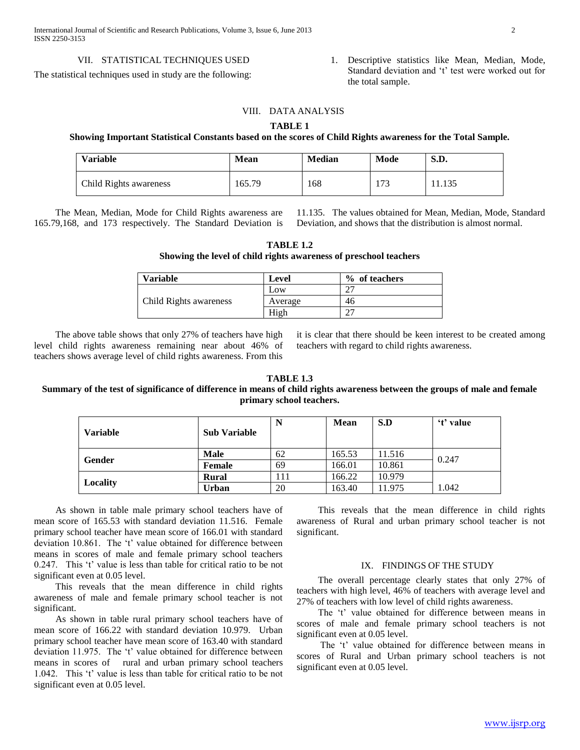## VII. STATISTICAL TECHNIQUES USED

The statistical techniques used in study are the following:

1. Descriptive statistics like Mean, Median, Mode, Standard deviation and 't' test were worked out for the total sample.

## VIII. DATA ANALYSIS

**TABLE 1**

**Showing Important Statistical Constants based on the scores of Child Rights awareness for the Total Sample.**

| Variable | Mean | Median | Mode | S.D. |
|---|---|---|---|---|
| Child Rights awareness | 165.79 | 168 | 173 | 11.135 |

The Mean, Median, Mode for Child Rights awareness are 165.79,168, and 173 respectively. The Standard Deviation is 11.135. The values obtained for Mean, Median, Mode, Standard Deviation, and shows that the distribution is almost normal.

**TABLE 1.2**

**Showing the level of child rights awareness of preschool teachers**

| Variable | Level | % of teachers |
|---|---|---|
| Child Rights awareness | Low | 27 |
| | Average | 46 |
| | High | 27 |

The above table shows that only 27% of teachers have high level child rights awareness remaining near about 46% of teachers shows average level of child rights awareness. From this it is clear that there should be keen interest to be created among teachers with regard to child rights awareness.

**TABLE 1.3**

**Summary of the test of significance of difference in means of child rights awareness between the groups of male and female primary school teachers.**

| Variable | Sub Variable | N | Mean | S.D | 't' value |
|---|---|---|---|---|---|
| Gender | Male | 62 | 165.53 | 11.516 | 0.247 |
| | Female | 69 | 166.01 | 10.861 | |
| Locality | Rural | 111 | 166.22 | 10.979 | |
| | Urban | 20 | 163.40 | 11.975 | 1.042 |

As shown in table male primary school teachers have of mean score of 165.53 with standard deviation 11.516. Female primary school teacher have mean score of 166.01 with standard deviation 10.861. The 't' value obtained for difference between means in scores of male and female primary school teachers 0.247. This 't' value is less than table for critical ratio to be not significant even at 0.05 level.

This reveals that the mean difference in child rights awareness of male and female primary school teacher is not significant.

As shown in table rural primary school teachers have of mean score of 166.22 with standard deviation 10.979. Urban primary school teacher have mean score of 163.40 with standard deviation 11.975. The 't' value obtained for difference between means in scores of rural and urban primary school teachers 1.042. This 't' value is less than table for critical ratio to be not significant even at 0.05 level.

This reveals that the mean difference in child rights awareness of Rural and urban primary school teacher is not significant.

## IX. FINDINGS OF THE STUDY

The overall percentage clearly states that only 27% of teachers with high level, 46% of teachers with average level and 27% of teachers with low level of child rights awareness.

The 't' value obtained for difference between means in scores of male and female primary school teachers is not significant even at 0.05 level.

The 't' value obtained for difference between means in scores of Rural and Urban primary school teachers is not significant even at 0.05 level.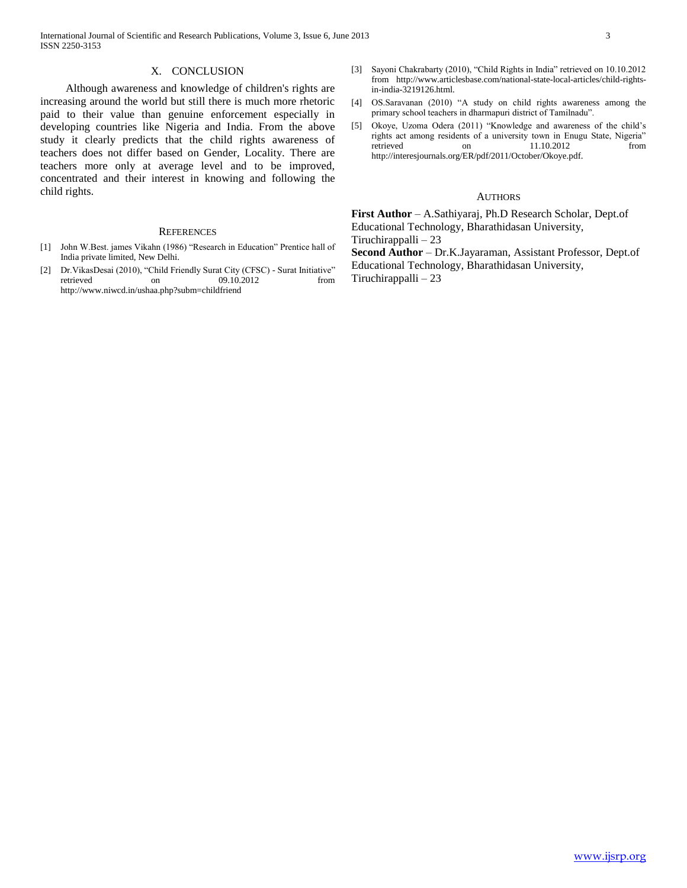## X. CONCLUSION

Although awareness and knowledge of children's rights are increasing around the world but still there is much more rhetoric paid to their value than genuine enforcement especially in developing countries like Nigeria and India. From the above study it clearly predicts that the child rights awareness of teachers does not differ based on Gender, Locality. There are teachers more only at average level and to be improved, concentrated and their interest in knowing and following the child rights.

## REFERENCES

[1] John W.Best. james Vikahn (1986) "Research in Education" Prentice hall of India private limited, New Delhi.

[2] Dr.VikasDesai (2010), "Child Friendly Surat City (CFSC) - Surat Initiative" retrieved on 09.10.2012 from http://www.niwcd.in/ushaa.php?subm=childfriend

[3] Sayoni Chakrabarty (2010), "Child Rights in India" retrieved on 10.10.2012 from http://www.articlesbase.com/national-state-local-articles/child-rights-in-india-3219126.html.

[4] OS.Saravanan (2010) "A study on child rights awareness among the primary school teachers in dharmapuri district of Tamilnadu".

[5] Okoye, Uzoma Odera (2011) "Knowledge and awareness of the child's rights act among residents of a university town in Enugu State, Nigeria" retrieved on 11.10.2012 from http://interesjournals.org/ER/pdf/2011/October/Okoye.pdf.

## AUTHORS

**First Author** – A.Sathiyaraj, Ph.D Research Scholar, Dept.of Educational Technology, Bharathidasan University, Tiruchirappalli – 23

**Second Author** – Dr.K.Jayaraman, Assistant Professor, Dept.of Educational Technology, Bharathidasan University, Tiruchirappalli – 23